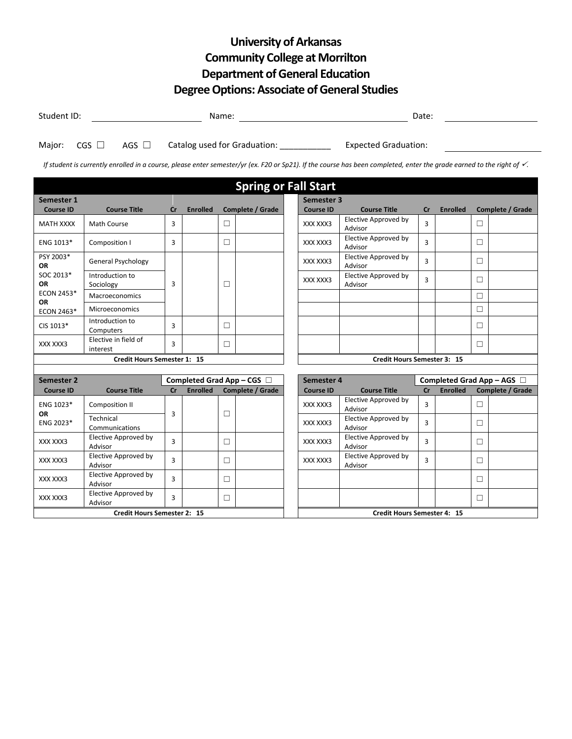# University of Arkansas
# Community College at Morrilton
# Department of General Education
# Degree Options: Associate of General Studies

Student ID: ______________________ Name: ______________________________________ Date: ____________________

Major: CGS ☐ AGS ☐ Catalog used for Graduation: ___________ Expected Graduation: ____________________

*If student is currently enrolled in a course, please enter semester/yr (ex. F20 or Sp21). If the course has been completed, enter the grade earned to the right of ✓.*

## Spring or Fall Start

| Semester 1 | | | | | |
|---|---|---|---|---|---|
| **Course ID** | **Course Title** | **Cr** | **Enrolled** | **Complete / Grade** | |
| MATH XXXX | Math Course | 3 | | ☐ | |
| ENG 1013* | Composition I | 3 | | ☐ | |
| PSY 2003* **OR** SOC 2013* **OR** ECON 2453* **OR** ECON 2463* | General Psychology / Introduction to Sociology / Macroeconomics / Microeconomics | 3 | | ☐ | |
| CIS 1013* | Introduction to Computers | 3 | | ☐ | |
| XXX XXX3 | Elective in field of interest | 3 | | ☐ | |
| **Credit Hours Semester 1: 15** | | | | | |

| Semester 3 | | | | | |
|---|---|---|---|---|---|
| **Course ID** | **Course Title** | **Cr** | **Enrolled** | **Complete / Grade** | |
| XXX XXX3 | Elective Approved by Advisor | 3 | | ☐ | |
| XXX XXX3 | Elective Approved by Advisor | 3 | | ☐ | |
| XXX XXX3 | Elective Approved by Advisor | 3 | | ☐ | |
| XXX XXX3 | Elective Approved by Advisor | 3 | | ☐ | |
| | | | | ☐ | |
| | | | | ☐ | |
| | | | | ☐ | |
| | | | | ☐ | |
| **Credit Hours Semester 3: 15** | | | | | |

| Semester 2 | | Completed Grad App – CGS ☐ | | | |
|---|---|---|---|---|---|
| **Course ID** | **Course Title** | **Cr** | **Enrolled** | **Complete / Grade** | |
| ENG 1023* **OR** ENG 2023* | Composition II / Technical Communications | 3 | | ☐ | |
| XXX XXX3 | Elective Approved by Advisor | 3 | | ☐ | |
| XXX XXX3 | Elective Approved by Advisor | 3 | | ☐ | |
| XXX XXX3 | Elective Approved by Advisor | 3 | | ☐ | |
| XXX XXX3 | Elective Approved by Advisor | 3 | | ☐ | |
| **Credit Hours Semester 2: 15** | | | | | |

| Semester 4 | | Completed Grad App – AGS ☐ | | | |
|---|---|---|---|---|---|
| **Course ID** | **Course Title** | **Cr** | **Enrolled** | **Complete / Grade** | |
| XXX XXX3 | Elective Approved by Advisor | 3 | | ☐ | |
| XXX XXX3 | Elective Approved by Advisor | 3 | | ☐ | |
| XXX XXX3 | Elective Approved by Advisor | 3 | | ☐ | |
| XXX XXX3 | Elective Approved by Advisor | 3 | | ☐ | |
| | | | | ☐ | |
| | | | | ☐ | |
| **Credit Hours Semester 4: 15** | | | | | |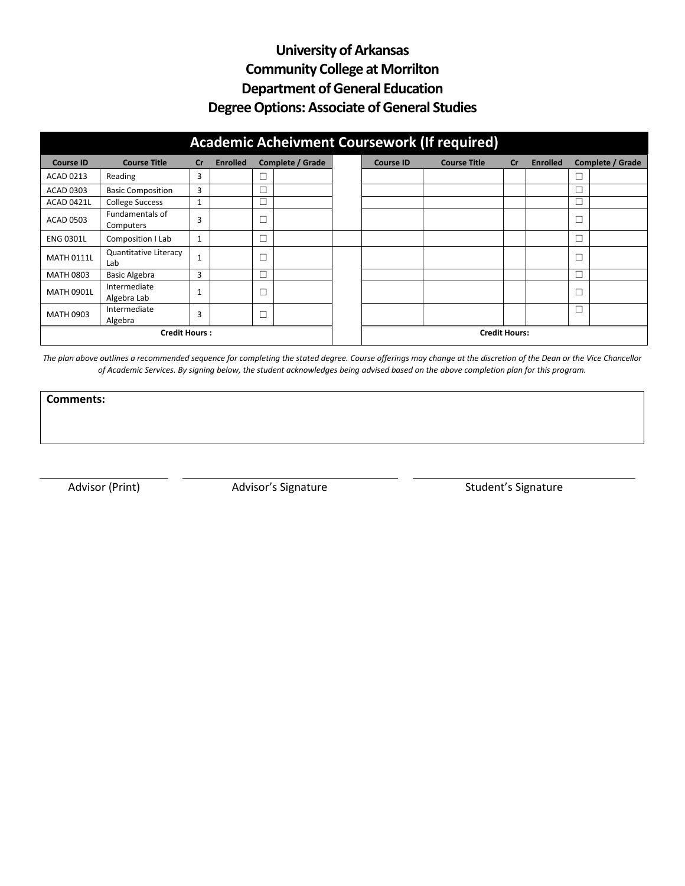# University of Arkansas
# Community College at Morrilton
# Department of General Education
# Degree Options: Associate of General Studies

## Academic Acheivment Coursework (If required)

| Course ID | Course Title | Cr | Enrolled | Complete / Grade | | | Course ID | Course Title | Cr | Enrolled | Complete / Grade | |
|---|---|---|---|---|---|---|---|---|---|---|---|---|
| ACAD 0213 | Reading | 3 | | ☐ | | | | | | | ☐ | |
| ACAD 0303 | Basic Composition | 3 | | ☐ | | | | | | | ☐ | |
| ACAD 0421L | College Success | 1 | | ☐ | | | | | | | ☐ | |
| ACAD 0503 | Fundamentals of Computers | 3 | | ☐ | | | | | | | ☐ | |
| ENG 0301L | Composition I Lab | 1 | | ☐ | | | | | | | ☐ | |
| MATH 0111L | Quantitative Literacy Lab | 1 | | ☐ | | | | | | | ☐ | |
| MATH 0803 | Basic Algebra | 3 | | ☐ | | | | | | | ☐ | |
| MATH 0901L | Intermediate Algebra Lab | 1 | | ☐ | | | | | | | ☐ | |
| MATH 0903 | Intermediate Algebra | 3 | | ☐ | | | | | | | ☐ | |
| **Credit Hours :** | | | | | | | **Credit Hours:** | | | | | |

*The plan above outlines a recommended sequence for completing the stated degree. Course offerings may change at the discretion of the Dean or the Vice Chancellor of Academic Services. By signing below, the student acknowledges being advised based on the above completion plan for this program.*

**Comments:**

Advisor (Print)

Advisor's Signature

Student's Signature